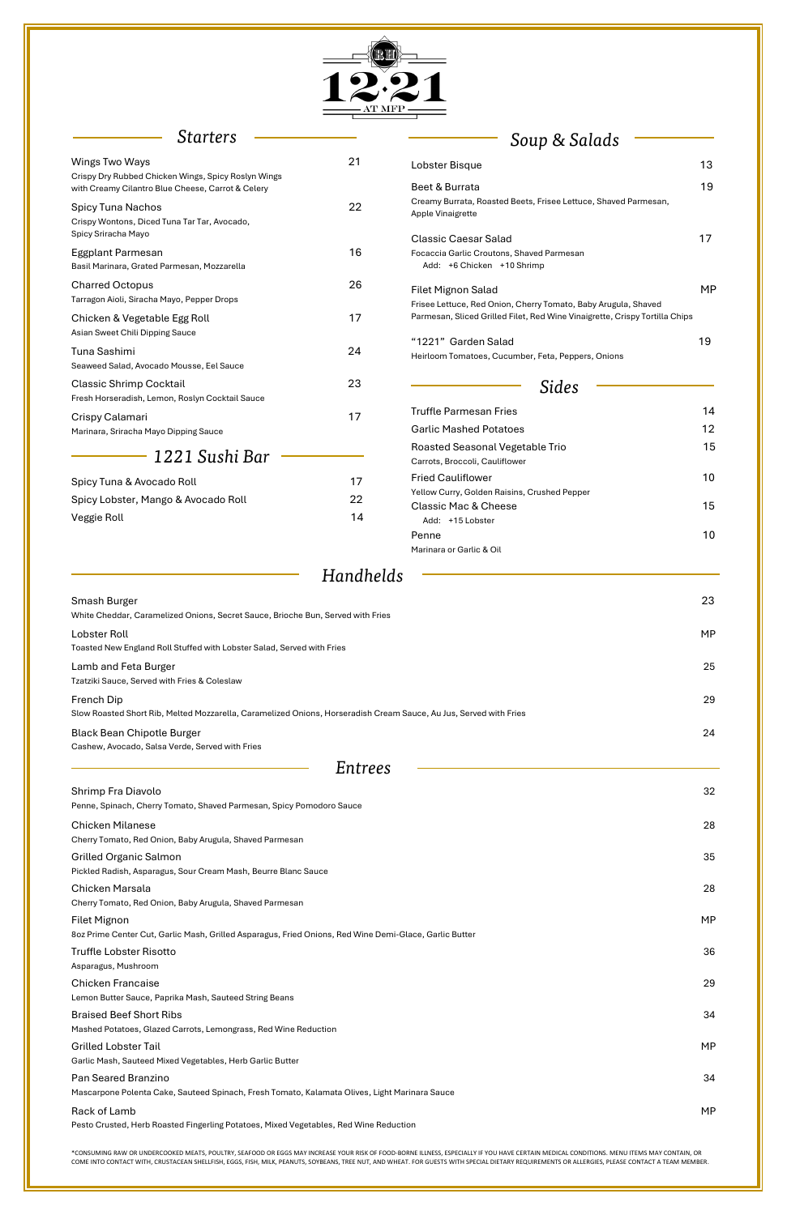# 12·21 AT MFP

## Starters

**Wings Two Ways** — 21
Crispy Dry Rubbed Chicken Wings, Spicy Roslyn Wings with Creamy Cilantro Blue Cheese, Carrot & Celery

**Spicy Tuna Nachos** — 22
Crispy Wontons, Diced Tuna Tar Tar, Avocado, Spicy Sriracha Mayo

**Eggplant Parmesan** — 16
Basil Marinara, Grated Parmesan, Mozzarella

**Charred Octopus** — 26
Tarragon Aioli, Siracha Mayo, Pepper Drops

**Chicken & Vegetable Egg Roll** — 17
Asian Sweet Chili Dipping Sauce

**Tuna Sashimi** — 24
Seaweed Salad, Avocado Mousse, Eel Sauce

**Classic Shrimp Cocktail** — 23
Fresh Horseradish, Lemon, Roslyn Cocktail Sauce

**Crispy Calamari** — 17
Marinara, Sriracha Mayo Dipping Sauce

## 1221 Sushi Bar

**Spicy Tuna & Avocado Roll** — 17

**Spicy Lobster, Mango & Avocado Roll** — 22

**Veggie Roll** — 14

## Soup & Salads

**Lobster Bisque** — 13

**Beet & Burrata** — 19
Creamy Burrata, Roasted Beets, Frisee Lettuce, Shaved Parmesan, Apple Vinaigrette

**Classic Caesar Salad** — 17
Focaccia Garlic Croutons, Shaved Parmesan
Add: +6 Chicken +10 Shrimp

**Filet Mignon Salad** — MP
Frisee Lettuce, Red Onion, Cherry Tomato, Baby Arugula, Shaved Parmesan, Sliced Grilled Filet, Red Wine Vinaigrette, Crispy Tortilla Chips

**"1221" Garden Salad** — 19
Heirloom Tomatoes, Cucumber, Feta, Peppers, Onions

## Sides

**Truffle Parmesan Fries** — 14

**Garlic Mashed Potatoes** — 12

**Roasted Seasonal Vegetable Trio** — 15
Carrots, Broccoli, Cauliflower

**Fried Cauliflower** — 10
Yellow Curry, Golden Raisins, Crushed Pepper

**Classic Mac & Cheese** — 15
Add: +15 Lobster

**Penne** — 10
Marinara or Garlic & Oil

## Handhelds

**Smash Burger** — 23
White Cheddar, Caramelized Onions, Secret Sauce, Brioche Bun, Served with Fries

**Lobster Roll** — MP
Toasted New England Roll Stuffed with Lobster Salad, Served with Fries

**Lamb and Feta Burger** — 25
Tzatziki Sauce, Served with Fries & Coleslaw

**French Dip** — 29
Slow Roasted Short Rib, Melted Mozzarella, Caramelized Onions, Horseradish Cream Sauce, Au Jus, Served with Fries

**Black Bean Chipotle Burger** — 24
Cashew, Avocado, Salsa Verde, Served with Fries

## Entrees

**Shrimp Fra Diavolo** — 32
Penne, Spinach, Cherry Tomato, Shaved Parmesan, Spicy Pomodoro Sauce

**Chicken Milanese** — 28
Cherry Tomato, Red Onion, Baby Arugula, Shaved Parmesan

**Grilled Organic Salmon** — 35
Pickled Radish, Asparagus, Sour Cream Mash, Beurre Blanc Sauce

**Chicken Marsala** — 28
Cherry Tomato, Red Onion, Baby Arugula, Shaved Parmesan

**Filet Mignon** — MP
8oz Prime Center Cut, Garlic Mash, Grilled Asparagus, Fried Onions, Red Wine Demi-Glace, Garlic Butter

**Truffle Lobster Risotto** — 36
Asparagus, Mushroom

**Chicken Francaise** — 29
Lemon Butter Sauce, Paprika Mash, Sauteed String Beans

**Braised Beef Short Ribs** — 34
Mashed Potatoes, Glazed Carrots, Lemongrass, Red Wine Reduction

**Grilled Lobster Tail** — MP
Garlic Mash, Sauteed Mixed Vegetables, Herb Garlic Butter

**Pan Seared Branzino** — 34
Mascarpone Polenta Cake, Sauteed Spinach, Fresh Tomato, Kalamata Olives, Light Marinara Sauce

**Rack of Lamb** — MP
Pesto Crusted, Herb Roasted Fingerling Potatoes, Mixed Vegetables, Red Wine Reduction

*CONSUMING RAW OR UNDERCOOKED MEATS, POULTRY, SEAFOOD OR EGGS MAY INCREASE YOUR RISK OF FOOD-BORNE ILLNESS, ESPECIALLY IF YOU HAVE CERTAIN MEDICAL CONDITIONS. MENU ITEMS MAY CONTAIN, OR COME INTO CONTACT WITH, CRUSTACEAN SHELLFISH, EGGS, FISH, MILK, PEANUTS, SOYBEANS, TREE NUT, AND WHEAT. FOR GUESTS WITH SPECIAL DIETARY REQUIREMENTS OR ALLERGIES, PLEASE CONTACT A TEAM MEMBER.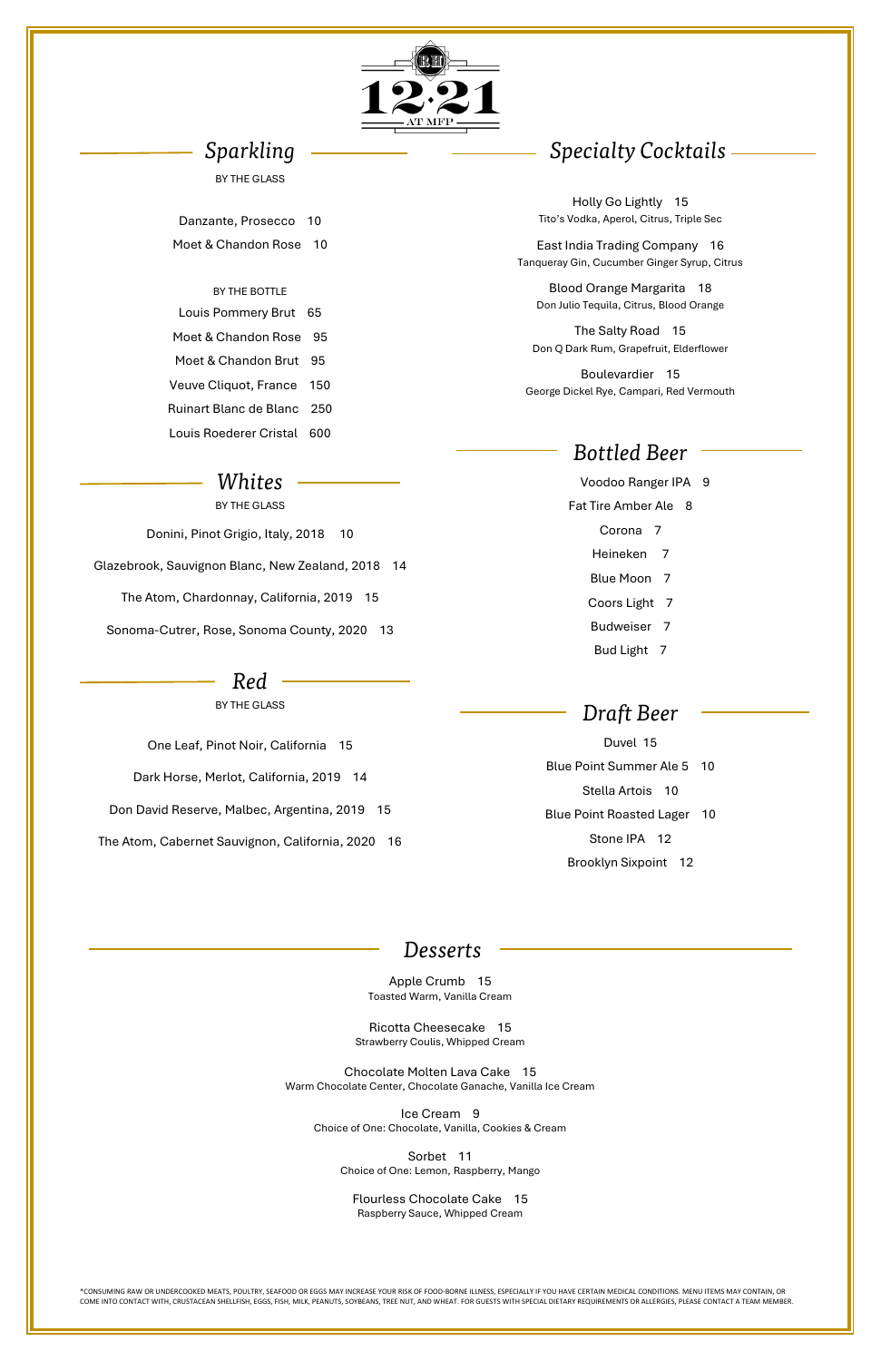# 12·21 AT MFP

## Sparkling

BY THE GLASS

Danzante, Prosecco 10

Moet & Chandon Rose 10

BY THE BOTTLE

Louis Pommery Brut 65

Moet & Chandon Rose 95

Moet & Chandon Brut 95

Veuve Cliquot, France 150

Ruinart Blanc de Blanc 250

Louis Roederer Cristal 600

## Whites

BY THE GLASS

Donini, Pinot Grigio, Italy, 2018 10

Glazebrook, Sauvignon Blanc, New Zealand, 2018 14

The Atom, Chardonnay, California, 2019 15

Sonoma-Cutrer, Rose, Sonoma County, 2020 13

## Red

BY THE GLASS

One Leaf, Pinot Noir, California 15

Dark Horse, Merlot, California, 2019 14

Don David Reserve, Malbec, Argentina, 2019 15

The Atom, Cabernet Sauvignon, California, 2020 16

## Specialty Cocktails

Holly Go Lightly 15
Tito's Vodka, Aperol, Citrus, Triple Sec

East India Trading Company 16
Tanqueray Gin, Cucumber Ginger Syrup, Citrus

Blood Orange Margarita 18
Don Julio Tequila, Citrus, Blood Orange

The Salty Road 15
Don Q Dark Rum, Grapefruit, Elderflower

Boulevardier 15
George Dickel Rye, Campari, Red Vermouth

## Bottled Beer

Voodoo Ranger IPA 9

Fat Tire Amber Ale 8

Corona 7

Heineken 7

Blue Moon 7

Coors Light 7

Budweiser 7

Bud Light 7

## Draft Beer

Duvel 15

Blue Point Summer Ale 5 10

Stella Artois 10

Blue Point Roasted Lager 10

Stone IPA 12

Brooklyn Sixpoint 12

## Desserts

Apple Crumb 15
Toasted Warm, Vanilla Cream

Ricotta Cheesecake 15
Strawberry Coulis, Whipped Cream

Chocolate Molten Lava Cake 15
Warm Chocolate Center, Chocolate Ganache, Vanilla Ice Cream

Ice Cream 9
Choice of One: Chocolate, Vanilla, Cookies & Cream

Sorbet 11
Choice of One: Lemon, Raspberry, Mango

Flourless Chocolate Cake 15
Raspberry Sauce, Whipped Cream

*CONSUMING RAW OR UNDERCOOKED MEATS, POULTRY, SEAFOOD OR EGGS MAY INCREASE YOUR RISK OF FOOD-BORNE ILLNESS, ESPECIALLY IF YOU HAVE CERTAIN MEDICAL CONDITIONS. MENU ITEMS MAY CONTAIN, OR COME INTO CONTACT WITH, CRUSTACEAN SHELLFISH, EGGS, FISH, MILK, PEANUTS, SOYBEANS, TREE NUT, AND WHEAT. FOR GUESTS WITH SPECIAL DIETARY REQUIREMENTS OR ALLERGIES, PLEASE CONTACT A TEAM MEMBER.